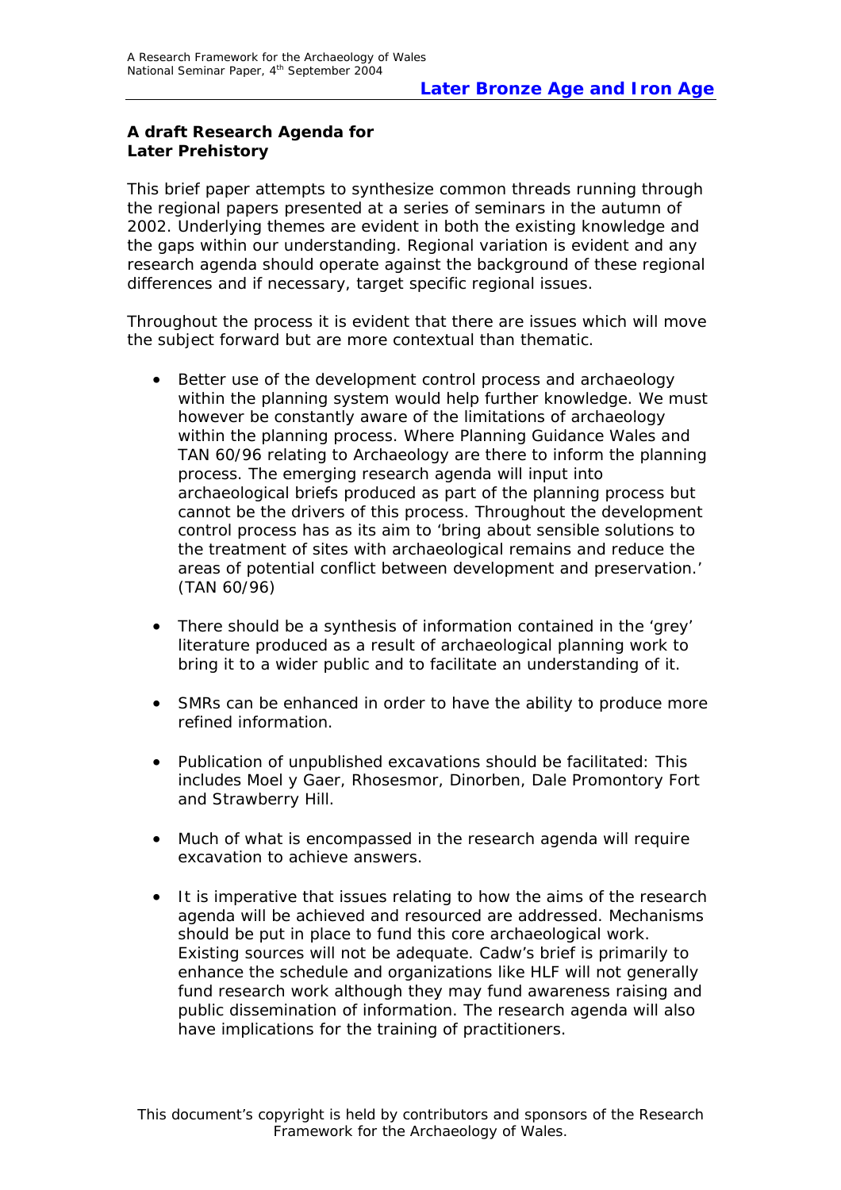## Later Bronze Age and Iron Age

**A draft Research Agenda for Later Prehistory**

This brief paper attempts to synthesize common threads running through the regional papers presented at a series of seminars in the autumn of 2002. Underlying themes are evident in both the existing knowledge and the gaps within our understanding. Regional variation is evident and any research agenda should operate against the background of these regional differences and if necessary, target specific regional issues.

Throughout the process it is evident that there are issues which will move the subject forward but are more contextual than thematic.

- Better use of the development control process and archaeology within the planning system would help further knowledge. We must however be constantly aware of the limitations of archaeology within the planning process. Where Planning Guidance Wales and TAN 60/96 relating to Archaeology are there to inform the planning process. The emerging research agenda will input into archaeological briefs produced as part of the planning process but cannot be the drivers of this process. Throughout the development control process has as its aim to 'bring about sensible solutions to the treatment of sites with archaeological remains and reduce the areas of potential conflict between development and preservation.' (TAN 60/96)

- There should be a synthesis of information contained in the 'grey' literature produced as a result of archaeological planning work to bring it to a wider public and to facilitate an understanding of it.

- SMRs can be enhanced in order to have the ability to produce more refined information.

- Publication of unpublished excavations should be facilitated: This includes Moel y Gaer, Rhosesmor, Dinorben, Dale Promontory Fort and Strawberry Hill.

- Much of what is encompassed in the research agenda will require excavation to achieve answers.

- It is imperative that issues relating to how the aims of the research agenda will be achieved and resourced are addressed. Mechanisms should be put in place to fund this core archaeological work. Existing sources will not be adequate. Cadw's brief is primarily to enhance the schedule and organizations like HLF will not generally fund research work although they may fund awareness raising and public dissemination of information. The research agenda will also have implications for the training of practitioners.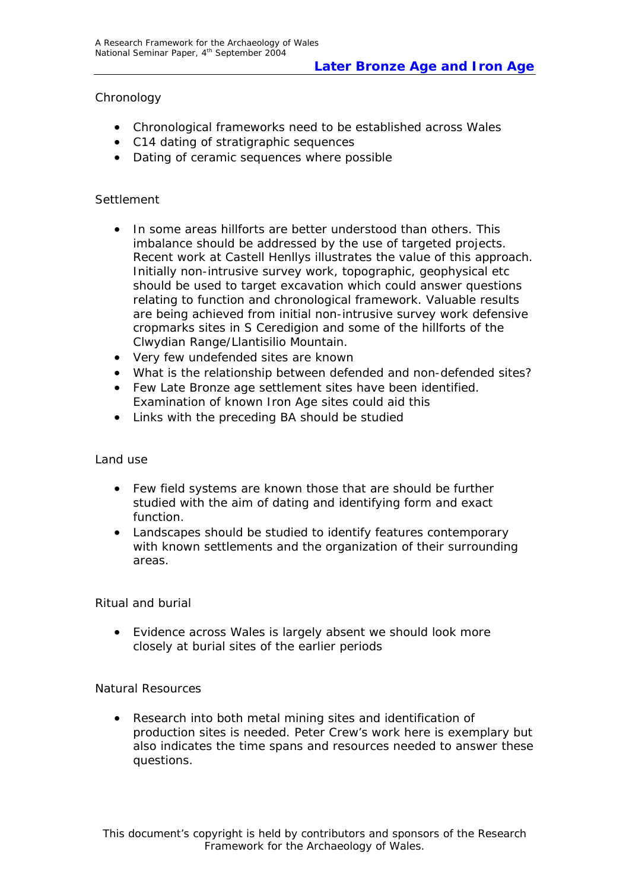Chronology

- Chronological frameworks need to be established across Wales
- C14 dating of stratigraphic sequences
- Dating of ceramic sequences where possible

Settlement

- In some areas hillforts are better understood than others. This imbalance should be addressed by the use of targeted projects. Recent work at Castell Henllys illustrates the value of this approach. Initially non-intrusive survey work, topographic, geophysical etc should be used to target excavation which could answer questions relating to function and chronological framework. Valuable results are being achieved from initial non-intrusive survey work defensive cropmarks sites in S Ceredigion and some of the hillforts of the Clwydian Range/Llantisilio Mountain.
- Very few undefended sites are known
- What is the relationship between defended and non-defended sites?
- Few Late Bronze age settlement sites have been identified. Examination of known Iron Age sites could aid this
- Links with the preceding BA should be studied

Land use

- Few field systems are known those that are should be further studied with the aim of dating and identifying form and exact function.
- Landscapes should be studied to identify features contemporary with known settlements and the organization of their surrounding areas.

Ritual and burial

- Evidence across Wales is largely absent we should look more closely at burial sites of the earlier periods

Natural Resources

- Research into both metal mining sites and identification of production sites is needed. Peter Crew's work here is exemplary but also indicates the time spans and resources needed to answer these questions.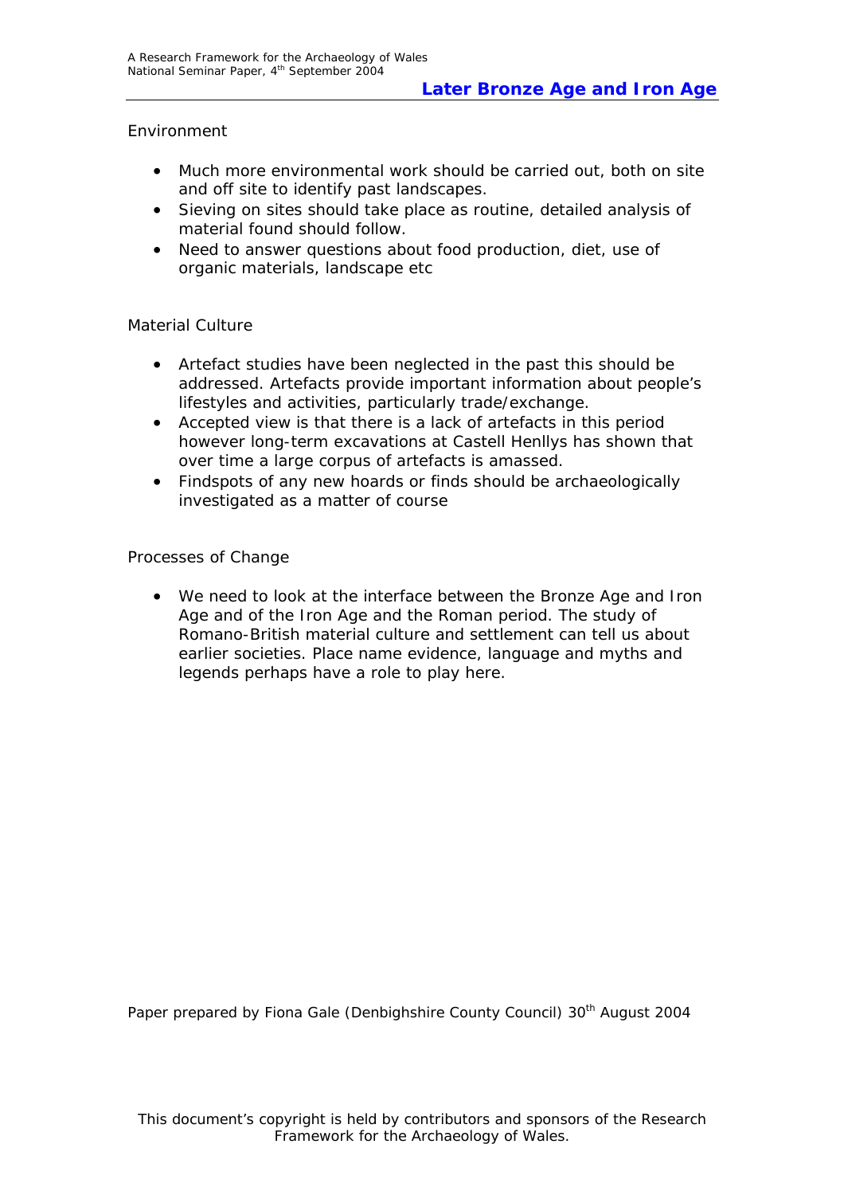Environment

- Much more environmental work should be carried out, both on site and off site to identify past landscapes.
- Sieving on sites should take place as routine, detailed analysis of material found should follow.
- Need to answer questions about food production, diet, use of organic materials, landscape etc

Material Culture

- Artefact studies have been neglected in the past this should be addressed. Artefacts provide important information about people's lifestyles and activities, particularly trade/exchange.
- Accepted view is that there is a lack of artefacts in this period however long-term excavations at Castell Henllys has shown that over time a large corpus of artefacts is amassed.
- Findspots of any new hoards or finds should be archaeologically investigated as a matter of course

Processes of Change

- We need to look at the interface between the Bronze Age and Iron Age and of the Iron Age and the Roman period. The study of Romano-British material culture and settlement can tell us about earlier societies. Place name evidence, language and myths and legends perhaps have a role to play here.

Paper prepared by Fiona Gale (Denbighshire County Council) 30th August 2004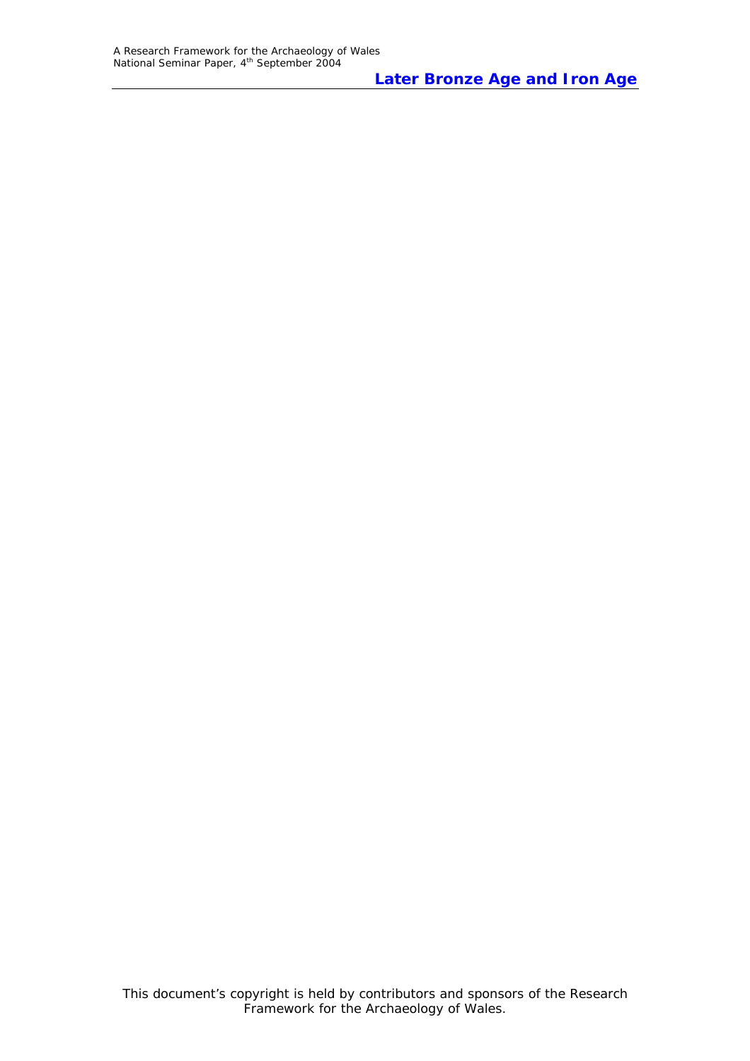This document's copyright is held by contributors and sponsors of the Research Framework for the Archaeology of Wales.